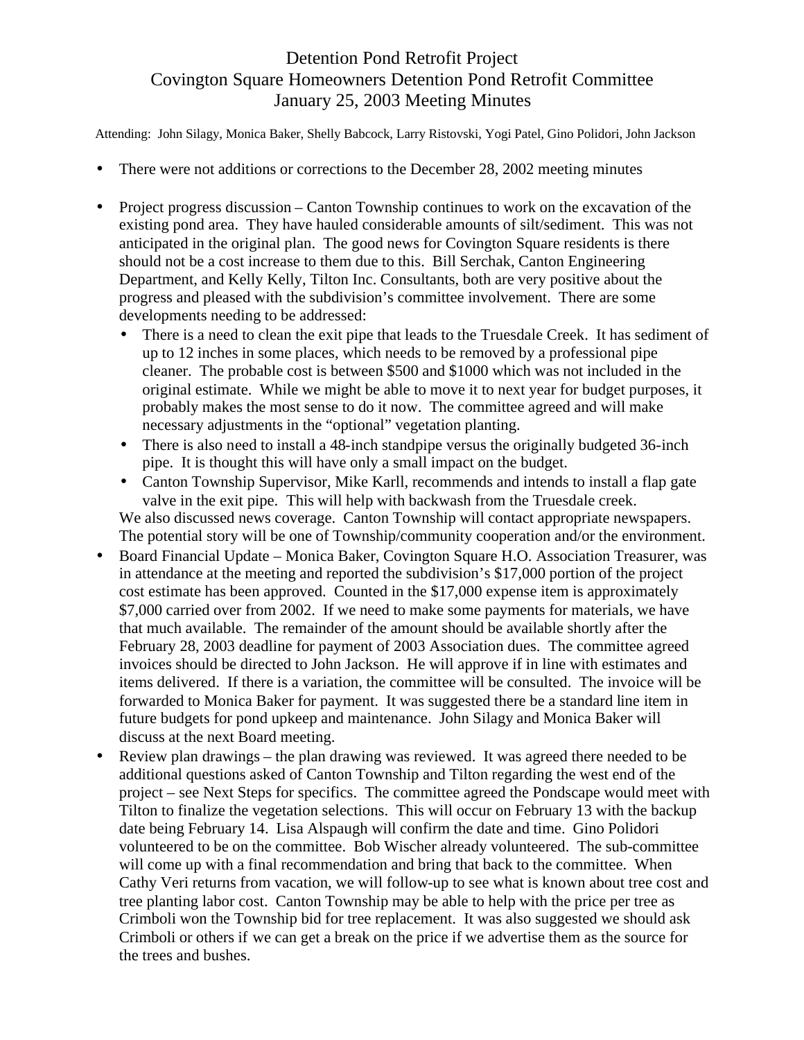# Detention Pond Retrofit Project
## Covington Square Homeowners Detention Pond Retrofit Committee
## January 25, 2003 Meeting Minutes

Attending: John Silagy, Monica Baker, Shelly Babcock, Larry Ristovski, Yogi Patel, Gino Polidori, John Jackson

- There were not additions or corrections to the December 28, 2002 meeting minutes

- Project progress discussion – Canton Township continues to work on the excavation of the existing pond area. They have hauled considerable amounts of silt/sediment. This was not anticipated in the original plan. The good news for Covington Square residents is there should not be a cost increase to them due to this. Bill Serchak, Canton Engineering Department, and Kelly Kelly, Tilton Inc. Consultants, both are very positive about the progress and pleased with the subdivision's committee involvement. There are some developments needing to be addressed:
  - There is a need to clean the exit pipe that leads to the Truesdale Creek. It has sediment of up to 12 inches in some places, which needs to be removed by a professional pipe cleaner. The probable cost is between $500 and $1000 which was not included in the original estimate. While we might be able to move it to next year for budget purposes, it probably makes the most sense to do it now. The committee agreed and will make necessary adjustments in the "optional" vegetation planting.
  - There is also need to install a 48-inch standpipe versus the originally budgeted 36-inch pipe. It is thought this will have only a small impact on the budget.
  - Canton Township Supervisor, Mike Karll, recommends and intends to install a flap gate valve in the exit pipe. This will help with backwash from the Truesdale creek.

  We also discussed news coverage. Canton Township will contact appropriate newspapers. The potential story will be one of Township/community cooperation and/or the environment.
- Board Financial Update – Monica Baker, Covington Square H.O. Association Treasurer, was in attendance at the meeting and reported the subdivision's $17,000 portion of the project cost estimate has been approved. Counted in the $17,000 expense item is approximately $7,000 carried over from 2002. If we need to make some payments for materials, we have that much available. The remainder of the amount should be available shortly after the February 28, 2003 deadline for payment of 2003 Association dues. The committee agreed invoices should be directed to John Jackson. He will approve if in line with estimates and items delivered. If there is a variation, the committee will be consulted. The invoice will be forwarded to Monica Baker for payment. It was suggested there be a standard line item in future budgets for pond upkeep and maintenance. John Silagy and Monica Baker will discuss at the next Board meeting.
- Review plan drawings – the plan drawing was reviewed. It was agreed there needed to be additional questions asked of Canton Township and Tilton regarding the west end of the project – see Next Steps for specifics. The committee agreed the Pondscape would meet with Tilton to finalize the vegetation selections. This will occur on February 13 with the backup date being February 14. Lisa Alspaugh will confirm the date and time. Gino Polidori volunteered to be on the committee. Bob Wischer already volunteered. The sub-committee will come up with a final recommendation and bring that back to the committee. When Cathy Veri returns from vacation, we will follow-up to see what is known about tree cost and tree planting labor cost. Canton Township may be able to help with the price per tree as Crimboli won the Township bid for tree replacement. It was also suggested we should ask Crimboli or others if we can get a break on the price if we advertise them as the source for the trees and bushes.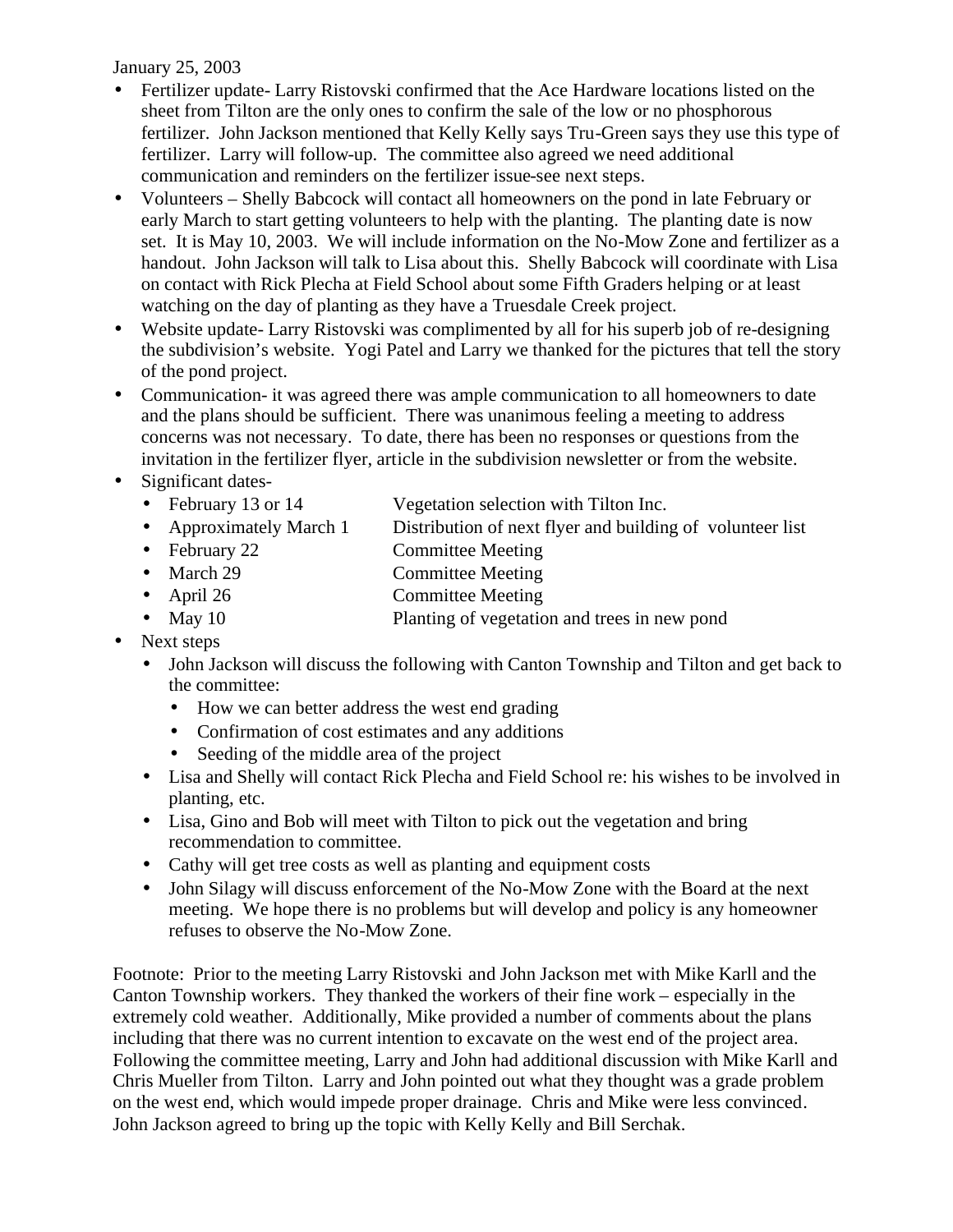January 25, 2003

- Fertilizer update- Larry Ristovski confirmed that the Ace Hardware locations listed on the sheet from Tilton are the only ones to confirm the sale of the low or no phosphorous fertilizer. John Jackson mentioned that Kelly Kelly says Tru-Green says they use this type of fertilizer. Larry will follow-up. The committee also agreed we need additional communication and reminders on the fertilizer issue-see next steps.
- Volunteers – Shelly Babcock will contact all homeowners on the pond in late February or early March to start getting volunteers to help with the planting. The planting date is now set. It is May 10, 2003. We will include information on the No-Mow Zone and fertilizer as a handout. John Jackson will talk to Lisa about this. Shelly Babcock will coordinate with Lisa on contact with Rick Plecha at Field School about some Fifth Graders helping or at least watching on the day of planting as they have a Truesdale Creek project.
- Website update- Larry Ristovski was complimented by all for his superb job of re-designing the subdivision's website. Yogi Patel and Larry we thanked for the pictures that tell the story of the pond project.
- Communication- it was agreed there was ample communication to all homeowners to date and the plans should be sufficient. There was unanimous feeling a meeting to address concerns was not necessary. To date, there has been no responses or questions from the invitation in the fertilizer flyer, article in the subdivision newsletter or from the website.
- Significant dates-
  - February 13 or 14 — Vegetation selection with Tilton Inc.
  - Approximately March 1 — Distribution of next flyer and building of volunteer list
  - February 22 — Committee Meeting
  - March 29 — Committee Meeting
  - April 26 — Committee Meeting
  - May 10 — Planting of vegetation and trees in new pond
- Next steps
  - John Jackson will discuss the following with Canton Township and Tilton and get back to the committee:
    - How we can better address the west end grading
    - Confirmation of cost estimates and any additions
    - Seeding of the middle area of the project
  - Lisa and Shelly will contact Rick Plecha and Field School re: his wishes to be involved in planting, etc.
  - Lisa, Gino and Bob will meet with Tilton to pick out the vegetation and bring recommendation to committee.
  - Cathy will get tree costs as well as planting and equipment costs
  - John Silagy will discuss enforcement of the No-Mow Zone with the Board at the next meeting. We hope there is no problems but will develop and policy is any homeowner refuses to observe the No-Mow Zone.

Footnote: Prior to the meeting Larry Ristovski and John Jackson met with Mike Karll and the Canton Township workers. They thanked the workers of their fine work – especially in the extremely cold weather. Additionally, Mike provided a number of comments about the plans including that there was no current intention to excavate on the west end of the project area. Following the committee meeting, Larry and John had additional discussion with Mike Karll and Chris Mueller from Tilton. Larry and John pointed out what they thought was a grade problem on the west end, which would impede proper drainage. Chris and Mike were less convinced. John Jackson agreed to bring up the topic with Kelly Kelly and Bill Serchak.